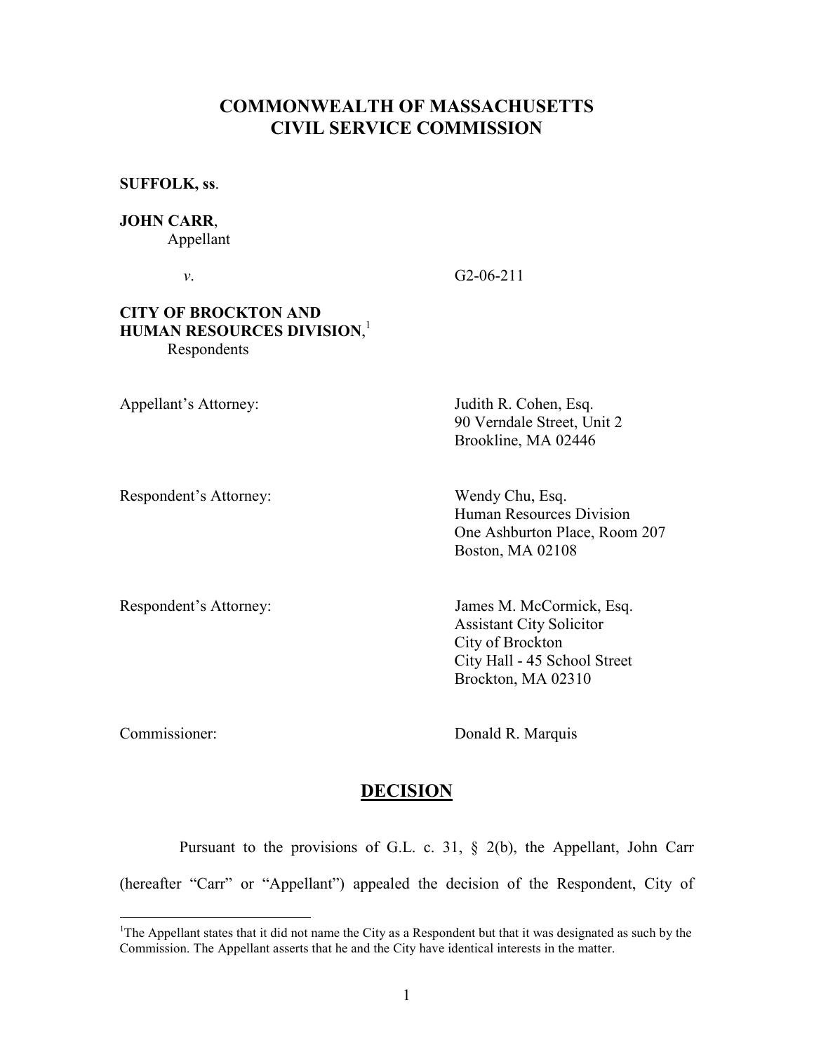# COMMONWEALTH OF MASSACHUSETTS
# CIVIL SERVICE COMMISSION

**SUFFOLK, ss**.

**JOHN CARR**,
Appellant

*v*. G2-06-211

**CITY OF BROCKTON AND HUMAN RESOURCES DIVISION**,[1]
Respondents

Appellant's Attorney: Judith R. Cohen, Esq.
90 Verndale Street, Unit 2
Brookline, MA 02446

Respondent's Attorney: Wendy Chu, Esq.
Human Resources Division
One Ashburton Place, Room 207
Boston, MA 02108

Respondent's Attorney: James M. McCormick, Esq.
Assistant City Solicitor
City of Brockton
City Hall - 45 School Street
Brockton, MA 02310

Commissioner: Donald R. Marquis

## DECISION

Pursuant to the provisions of G.L. c. 31, § 2(b), the Appellant, John Carr (hereafter "Carr" or "Appellant") appealed the decision of the Respondent, City of

[1] The Appellant states that it did not name the City as a Respondent but that it was designated as such by the Commission. The Appellant asserts that he and the City have identical interests in the matter.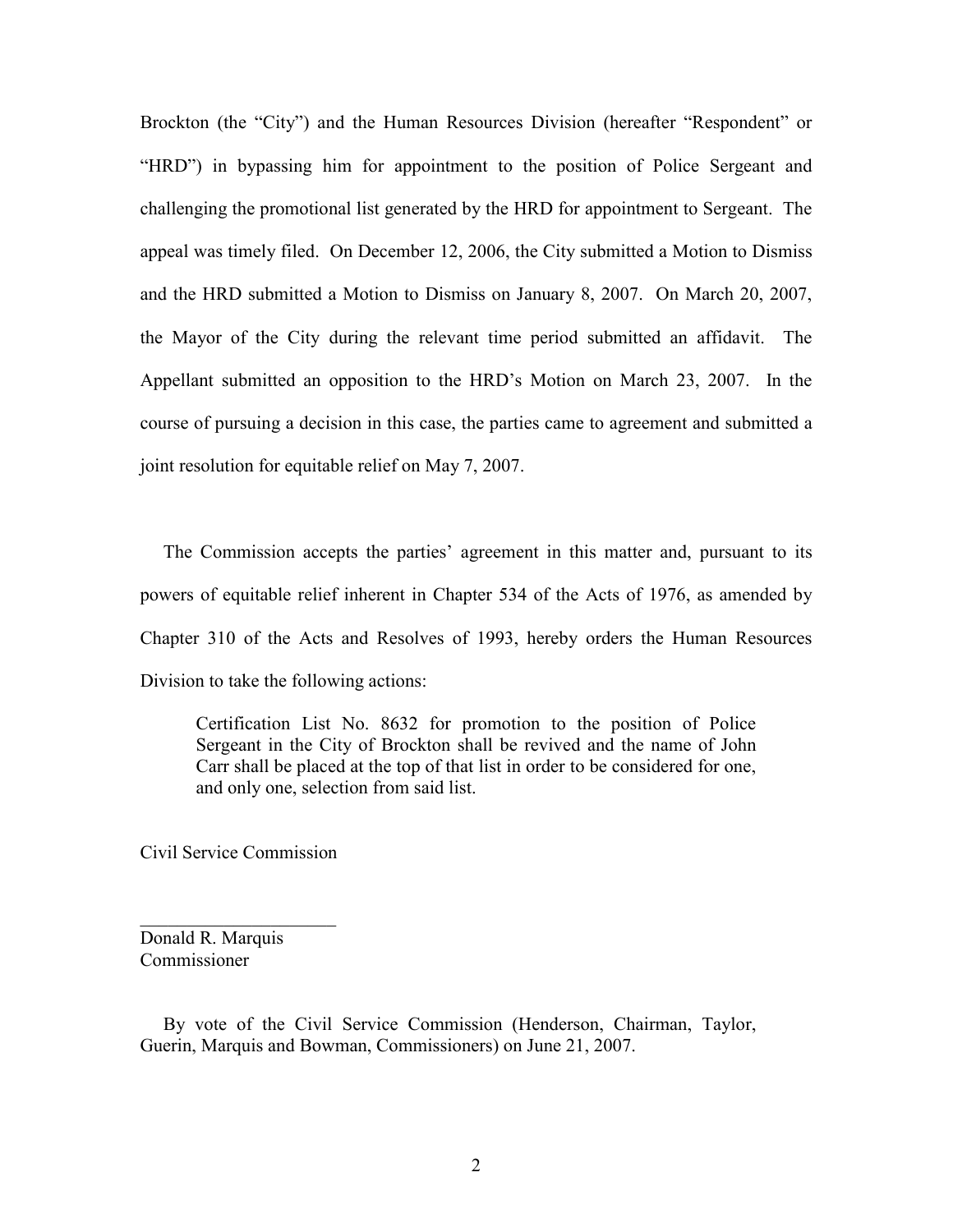Brockton (the "City") and the Human Resources Division (hereafter "Respondent" or "HRD") in bypassing him for appointment to the position of Police Sergeant and challenging the promotional list generated by the HRD for appointment to Sergeant. The appeal was timely filed. On December 12, 2006, the City submitted a Motion to Dismiss and the HRD submitted a Motion to Dismiss on January 8, 2007. On March 20, 2007, the Mayor of the City during the relevant time period submitted an affidavit. The Appellant submitted an opposition to the HRD's Motion on March 23, 2007. In the course of pursuing a decision in this case, the parties came to agreement and submitted a joint resolution for equitable relief on May 7, 2007.

The Commission accepts the parties' agreement in this matter and, pursuant to its powers of equitable relief inherent in Chapter 534 of the Acts of 1976, as amended by Chapter 310 of the Acts and Resolves of 1993, hereby orders the Human Resources Division to take the following actions:

> Certification List No. 8632 for promotion to the position of Police Sergeant in the City of Brockton shall be revived and the name of John Carr shall be placed at the top of that list in order to be considered for one, and only one, selection from said list.

Civil Service Commission

\_\_\_\_\_\_\_\_\_\_\_\_\_\_\_\_\_\_\_\_\_\_
Donald R. Marquis
Commissioner

By vote of the Civil Service Commission (Henderson, Chairman, Taylor, Guerin, Marquis and Bowman, Commissioners) on June 21, 2007.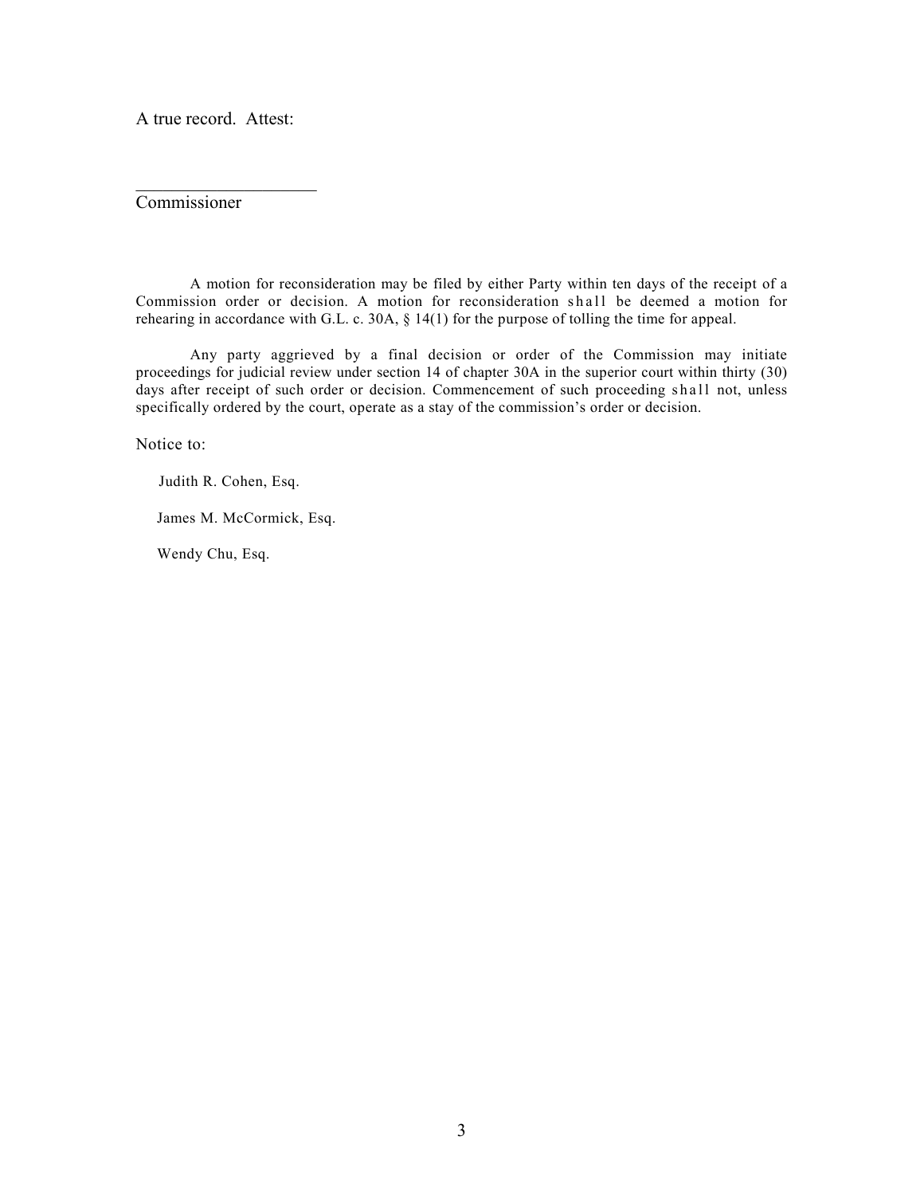A true record. Attest:

\_\_\_\_\_\_\_\_\_\_\_\_\_\_\_\_\_\_\_\_\_

Commissioner

A motion for reconsideration may be filed by either Party within ten days of the receipt of a Commission order or decision. A motion for reconsideration shall be deemed a motion for rehearing in accordance with G.L. c. 30A, § 14(1) for the purpose of tolling the time for appeal.

Any party aggrieved by a final decision or order of the Commission may initiate proceedings for judicial review under section 14 of chapter 30A in the superior court within thirty (30) days after receipt of such order or decision. Commencement of such proceeding shall not, unless specifically ordered by the court, operate as a stay of the commission's order or decision.

Notice to:

Judith R. Cohen, Esq.

James M. McCormick, Esq.

Wendy Chu, Esq.